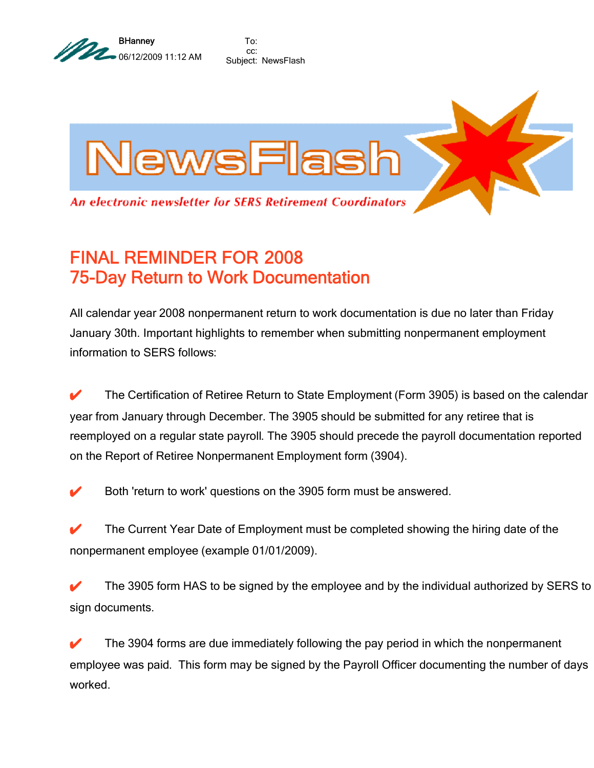BHanney
06/12/2009 11:12 AM

To:
cc:
Subject: NewsFlash

# NewsFlash

*An electronic newsletter for SERS Retirement Coordinators*

## FINAL REMINDER FOR 2008
## 75-Day Return to Work Documentation

All calendar year 2008 nonpermanent return to work documentation is due no later than Friday January 30th. Important highlights to remember when submitting nonpermanent employment information to SERS follows:

✔ The Certification of Retiree Return to State Employment (Form 3905) is based on the calendar year from January through December. The 3905 should be submitted for any retiree that is reemployed on a regular state payroll. The 3905 should precede the payroll documentation reported on the Report of Retiree Nonpermanent Employment form (3904).

✔ Both 'return to work' questions on the 3905 form must be answered.

✔ The Current Year Date of Employment must be completed showing the hiring date of the nonpermanent employee (example 01/01/2009).

✔ The 3905 form HAS to be signed by the employee and by the individual authorized by SERS to sign documents.

✔ The 3904 forms are due immediately following the pay period in which the nonpermanent employee was paid. This form may be signed by the Payroll Officer documenting the number of days worked.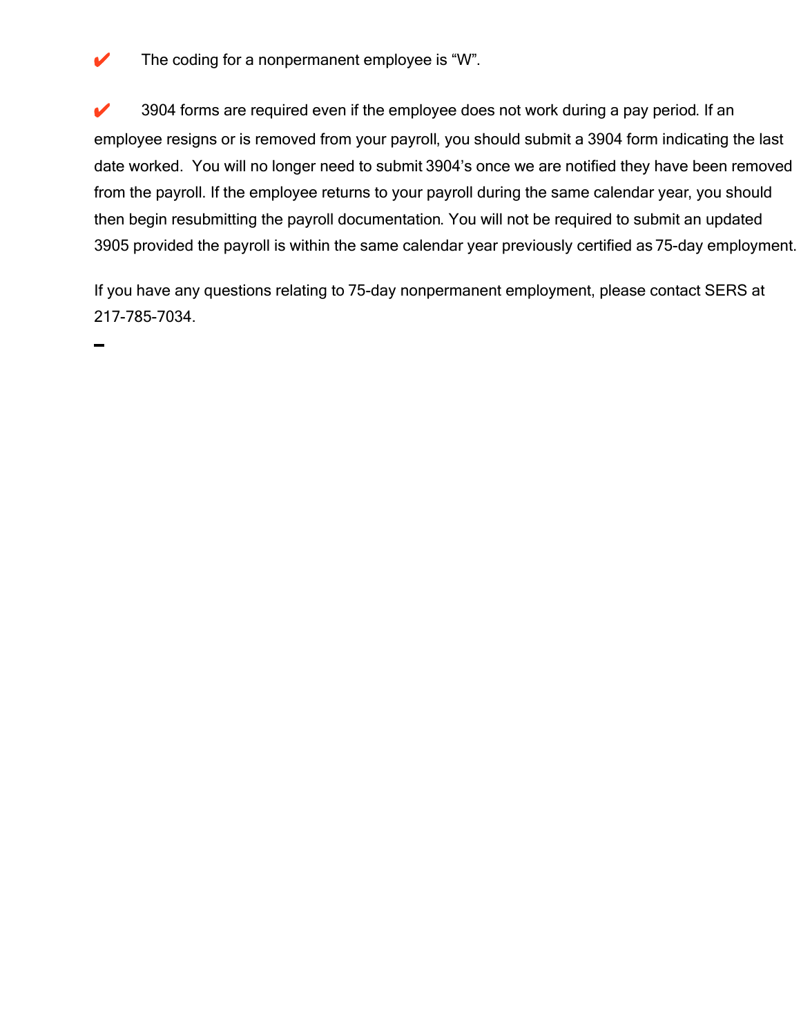✔ The coding for a nonpermanent employee is “W”.

✔ 3904 forms are required even if the employee does not work during a pay period. If an employee resigns or is removed from your payroll, you should submit a 3904 form indicating the last date worked. You will no longer need to submit 3904’s once we are notified they have been removed from the payroll. If the employee returns to your payroll during the same calendar year, you should then begin resubmitting the payroll documentation. You will not be required to submit an updated 3905 provided the payroll is within the same calendar year previously certified as 75-day employment.

If you have any questions relating to 75-day nonpermanent employment, please contact SERS at 217-785-7034.